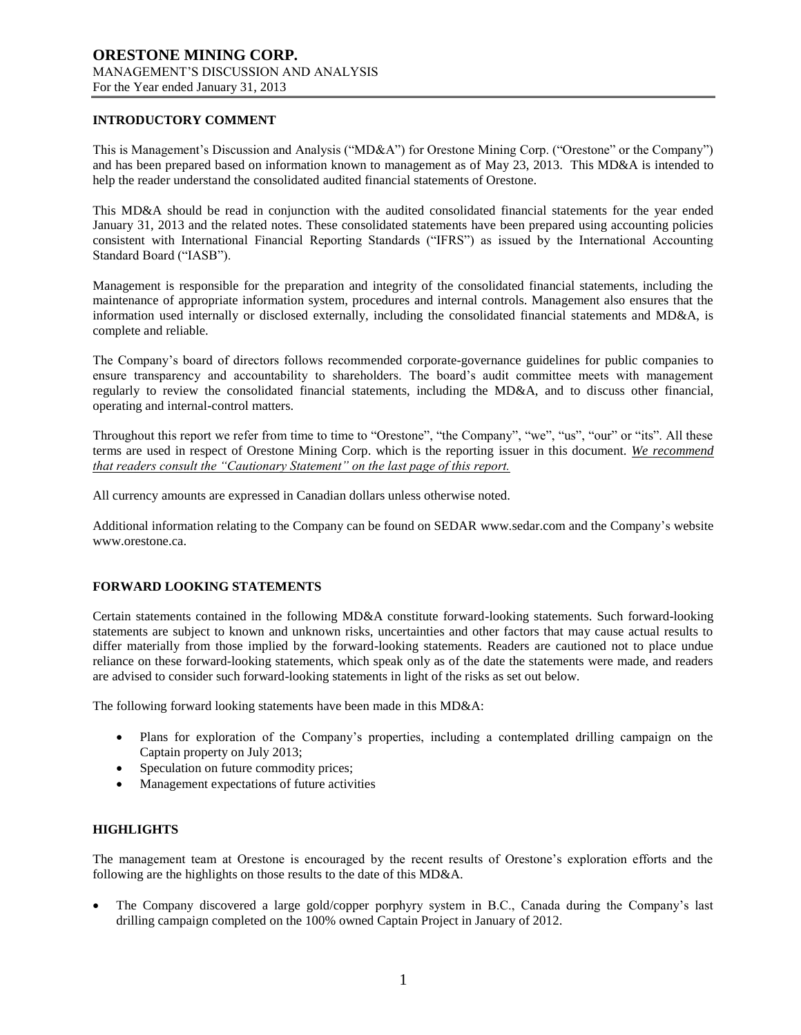# ORESTONE MINING CORP.

MANAGEMENT'S DISCUSSION AND ANALYSIS
For the Year ended January 31, 2013

## INTRODUCTORY COMMENT

This is Management's Discussion and Analysis ("MD&A") for Orestone Mining Corp. ("Orestone" or the Company") and has been prepared based on information known to management as of May 23, 2013. This MD&A is intended to help the reader understand the consolidated audited financial statements of Orestone.

This MD&A should be read in conjunction with the audited consolidated financial statements for the year ended January 31, 2013 and the related notes. These consolidated statements have been prepared using accounting policies consistent with International Financial Reporting Standards ("IFRS") as issued by the International Accounting Standard Board ("IASB").

Management is responsible for the preparation and integrity of the consolidated financial statements, including the maintenance of appropriate information system, procedures and internal controls. Management also ensures that the information used internally or disclosed externally, including the consolidated financial statements and MD&A, is complete and reliable.

The Company's board of directors follows recommended corporate-governance guidelines for public companies to ensure transparency and accountability to shareholders. The board's audit committee meets with management regularly to review the consolidated financial statements, including the MD&A, and to discuss other financial, operating and internal-control matters.

Throughout this report we refer from time to time to "Orestone", "the Company", "we", "us", "our" or "its". All these terms are used in respect of Orestone Mining Corp. which is the reporting issuer in this document. *We recommend that readers consult the "Cautionary Statement" on the last page of this report.*

All currency amounts are expressed in Canadian dollars unless otherwise noted.

Additional information relating to the Company can be found on SEDAR www.sedar.com and the Company's website www.orestone.ca.

## FORWARD LOOKING STATEMENTS

Certain statements contained in the following MD&A constitute forward-looking statements. Such forward-looking statements are subject to known and unknown risks, uncertainties and other factors that may cause actual results to differ materially from those implied by the forward-looking statements. Readers are cautioned not to place undue reliance on these forward-looking statements, which speak only as of the date the statements were made, and readers are advised to consider such forward-looking statements in light of the risks as set out below.

The following forward looking statements have been made in this MD&A:

- Plans for exploration of the Company's properties, including a contemplated drilling campaign on the Captain property on July 2013;
- Speculation on future commodity prices;
- Management expectations of future activities

## HIGHLIGHTS

The management team at Orestone is encouraged by the recent results of Orestone's exploration efforts and the following are the highlights on those results to the date of this MD&A.

- The Company discovered a large gold/copper porphyry system in B.C., Canada during the Company's last drilling campaign completed on the 100% owned Captain Project in January of 2012.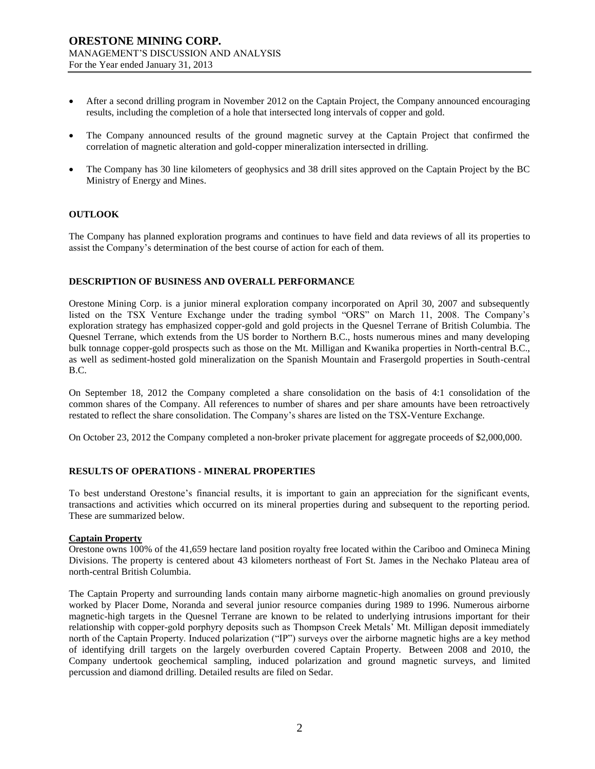- After a second drilling program in November 2012 on the Captain Project, the Company announced encouraging results, including the completion of a hole that intersected long intervals of copper and gold.
- The Company announced results of the ground magnetic survey at the Captain Project that confirmed the correlation of magnetic alteration and gold-copper mineralization intersected in drilling.
- The Company has 30 line kilometers of geophysics and 38 drill sites approved on the Captain Project by the BC Ministry of Energy and Mines.

## OUTLOOK

The Company has planned exploration programs and continues to have field and data reviews of all its properties to assist the Company's determination of the best course of action for each of them.

## DESCRIPTION OF BUSINESS AND OVERALL PERFORMANCE

Orestone Mining Corp. is a junior mineral exploration company incorporated on April 30, 2007 and subsequently listed on the TSX Venture Exchange under the trading symbol "ORS" on March 11, 2008. The Company's exploration strategy has emphasized copper-gold and gold projects in the Quesnel Terrane of British Columbia. The Quesnel Terrane, which extends from the US border to Northern B.C., hosts numerous mines and many developing bulk tonnage copper-gold prospects such as those on the Mt. Milligan and Kwanika properties in North-central B.C., as well as sediment-hosted gold mineralization on the Spanish Mountain and Frasergold properties in South-central B.C.

On September 18, 2012 the Company completed a share consolidation on the basis of 4:1 consolidation of the common shares of the Company. All references to number of shares and per share amounts have been retroactively restated to reflect the share consolidation. The Company's shares are listed on the TSX-Venture Exchange.

On October 23, 2012 the Company completed a non-broker private placement for aggregate proceeds of $2,000,000.

## RESULTS OF OPERATIONS - MINERAL PROPERTIES

To best understand Orestone's financial results, it is important to gain an appreciation for the significant events, transactions and activities which occurred on its mineral properties during and subsequent to the reporting period. These are summarized below.

### Captain Property

Orestone owns 100% of the 41,659 hectare land position royalty free located within the Cariboo and Omineca Mining Divisions. The property is centered about 43 kilometers northeast of Fort St. James in the Nechako Plateau area of north-central British Columbia.

The Captain Property and surrounding lands contain many airborne magnetic-high anomalies on ground previously worked by Placer Dome, Noranda and several junior resource companies during 1989 to 1996. Numerous airborne magnetic-high targets in the Quesnel Terrane are known to be related to underlying intrusions important for their relationship with copper-gold porphyry deposits such as Thompson Creek Metals' Mt. Milligan deposit immediately north of the Captain Property. Induced polarization ("IP") surveys over the airborne magnetic highs are a key method of identifying drill targets on the largely overburden covered Captain Property. Between 2008 and 2010, the Company undertook geochemical sampling, induced polarization and ground magnetic surveys, and limited percussion and diamond drilling. Detailed results are filed on Sedar.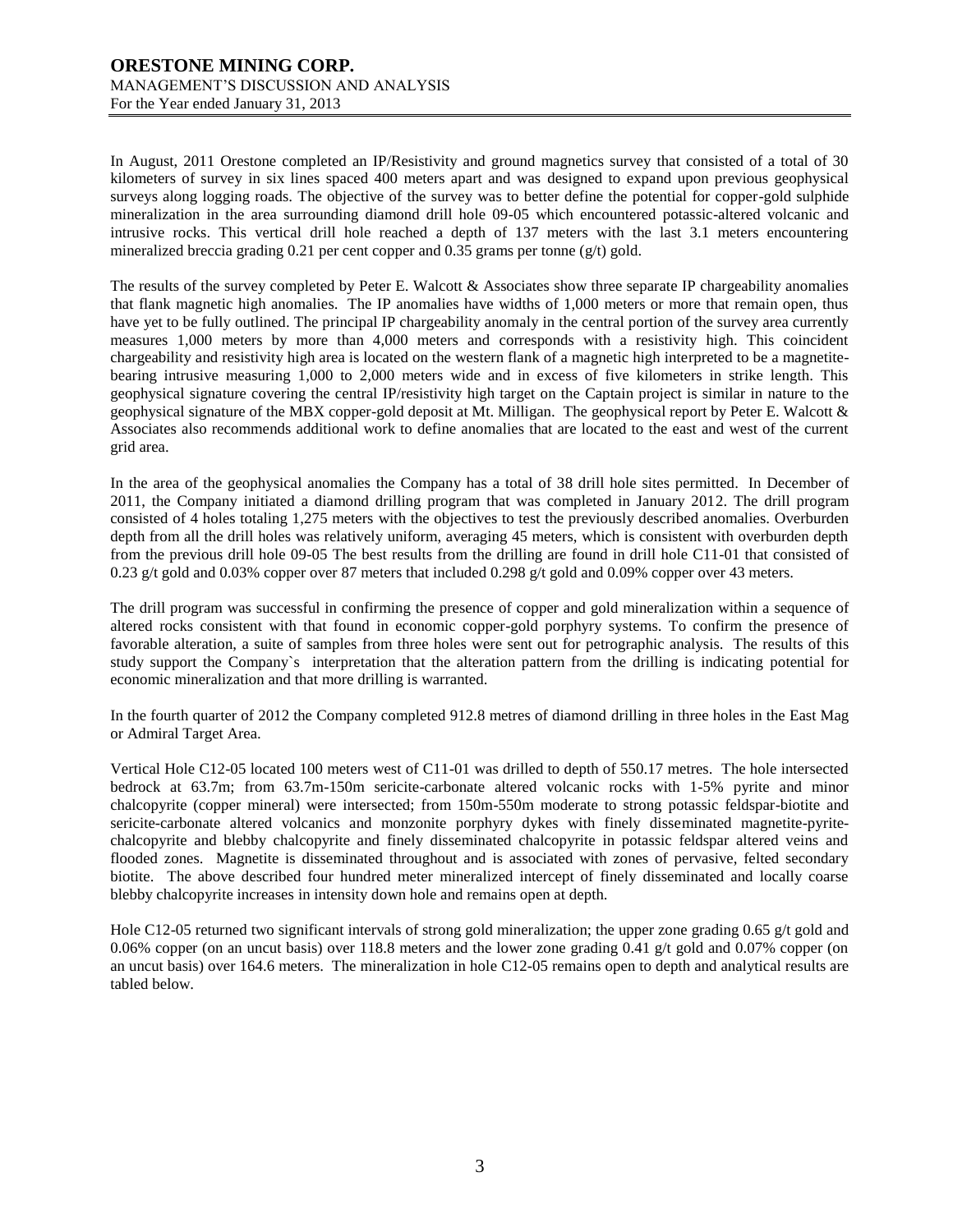In August, 2011 Orestone completed an IP/Resistivity and ground magnetics survey that consisted of a total of 30 kilometers of survey in six lines spaced 400 meters apart and was designed to expand upon previous geophysical surveys along logging roads. The objective of the survey was to better define the potential for copper-gold sulphide mineralization in the area surrounding diamond drill hole 09-05 which encountered potassic-altered volcanic and intrusive rocks. This vertical drill hole reached a depth of 137 meters with the last 3.1 meters encountering mineralized breccia grading 0.21 per cent copper and 0.35 grams per tonne (g/t) gold.

The results of the survey completed by Peter E. Walcott & Associates show three separate IP chargeability anomalies that flank magnetic high anomalies. The IP anomalies have widths of 1,000 meters or more that remain open, thus have yet to be fully outlined. The principal IP chargeability anomaly in the central portion of the survey area currently measures 1,000 meters by more than 4,000 meters and corresponds with a resistivity high. This coincident chargeability and resistivity high area is located on the western flank of a magnetic high interpreted to be a magnetite-bearing intrusive measuring 1,000 to 2,000 meters wide and in excess of five kilometers in strike length. This geophysical signature covering the central IP/resistivity high target on the Captain project is similar in nature to the geophysical signature of the MBX copper-gold deposit at Mt. Milligan. The geophysical report by Peter E. Walcott & Associates also recommends additional work to define anomalies that are located to the east and west of the current grid area.

In the area of the geophysical anomalies the Company has a total of 38 drill hole sites permitted. In December of 2011, the Company initiated a diamond drilling program that was completed in January 2012. The drill program consisted of 4 holes totaling 1,275 meters with the objectives to test the previously described anomalies. Overburden depth from all the drill holes was relatively uniform, averaging 45 meters, which is consistent with overburden depth from the previous drill hole 09-05 The best results from the drilling are found in drill hole C11-01 that consisted of 0.23 g/t gold and 0.03% copper over 87 meters that included 0.298 g/t gold and 0.09% copper over 43 meters.

The drill program was successful in confirming the presence of copper and gold mineralization within a sequence of altered rocks consistent with that found in economic copper-gold porphyry systems. To confirm the presence of favorable alteration, a suite of samples from three holes were sent out for petrographic analysis. The results of this study support the Company`s interpretation that the alteration pattern from the drilling is indicating potential for economic mineralization and that more drilling is warranted.

In the fourth quarter of 2012 the Company completed 912.8 metres of diamond drilling in three holes in the East Mag or Admiral Target Area.

Vertical Hole C12-05 located 100 meters west of C11-01 was drilled to depth of 550.17 metres. The hole intersected bedrock at 63.7m; from 63.7m-150m sericite-carbonate altered volcanic rocks with 1-5% pyrite and minor chalcopyrite (copper mineral) were intersected; from 150m-550m moderate to strong potassic feldspar-biotite and sericite-carbonate altered volcanics and monzonite porphyry dykes with finely disseminated magnetite-pyrite-chalcopyrite and blebby chalcopyrite and finely disseminated chalcopyrite in potassic feldspar altered veins and flooded zones. Magnetite is disseminated throughout and is associated with zones of pervasive, felted secondary biotite. The above described four hundred meter mineralized intercept of finely disseminated and locally coarse blebby chalcopyrite increases in intensity down hole and remains open at depth.

Hole C12-05 returned two significant intervals of strong gold mineralization; the upper zone grading 0.65 g/t gold and 0.06% copper (on an uncut basis) over 118.8 meters and the lower zone grading 0.41 g/t gold and 0.07% copper (on an uncut basis) over 164.6 meters. The mineralization in hole C12-05 remains open to depth and analytical results are tabled below.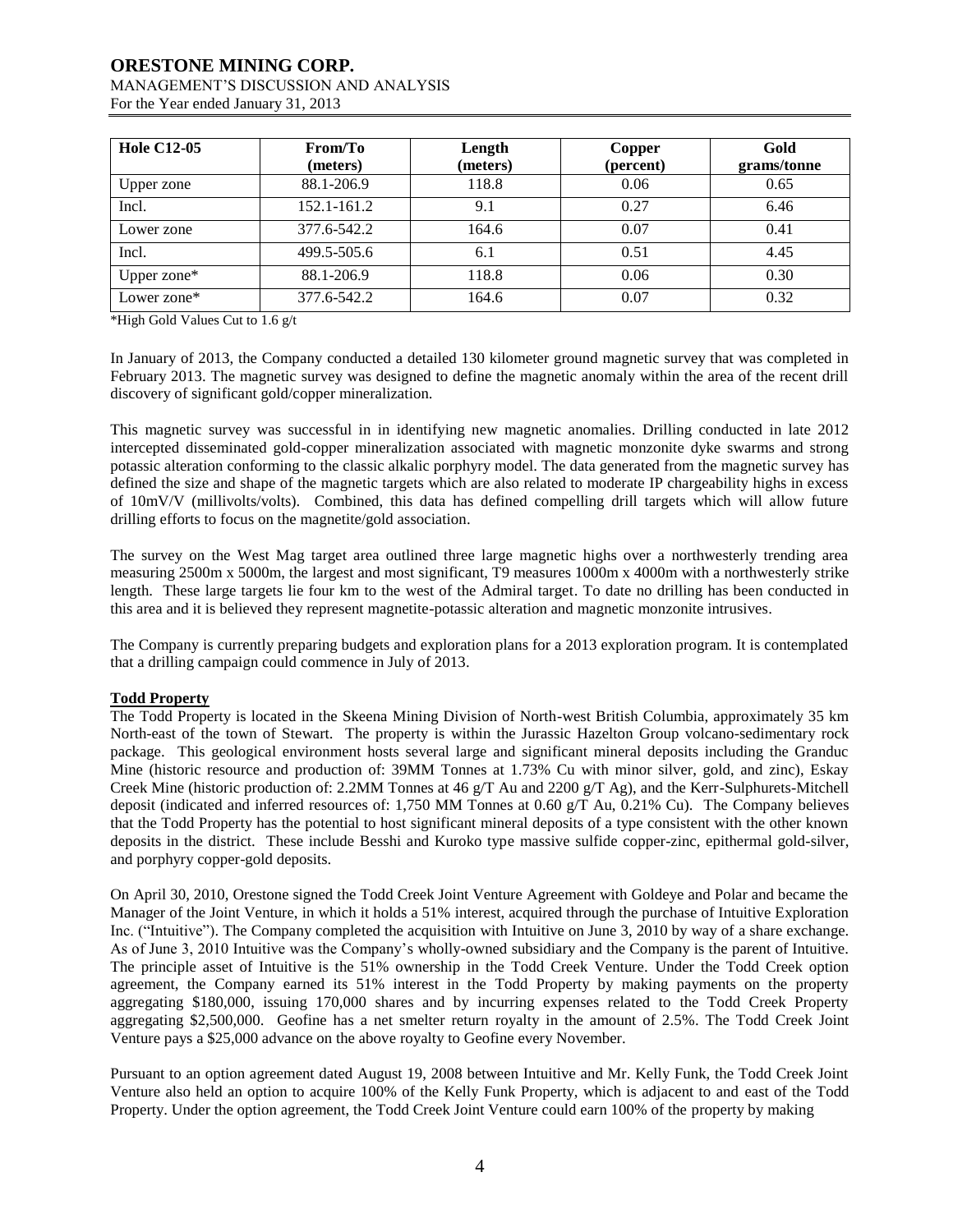| Hole C12-05 | From/To (meters) | Length (meters) | Copper (percent) | Gold grams/tonne |
|---|---|---|---|---|
| Upper zone | 88.1-206.9 | 118.8 | 0.06 | 0.65 |
| Incl. | 152.1-161.2 | 9.1 | 0.27 | 6.46 |
| Lower zone | 377.6-542.2 | 164.6 | 0.07 | 0.41 |
| Incl. | 499.5-505.6 | 6.1 | 0.51 | 4.45 |
| Upper zone* | 88.1-206.9 | 118.8 | 0.06 | 0.30 |
| Lower zone* | 377.6-542.2 | 164.6 | 0.07 | 0.32 |

*High Gold Values Cut to 1.6 g/t

In January of 2013, the Company conducted a detailed 130 kilometer ground magnetic survey that was completed in February 2013. The magnetic survey was designed to define the magnetic anomaly within the area of the recent drill discovery of significant gold/copper mineralization.

This magnetic survey was successful in in identifying new magnetic anomalies. Drilling conducted in late 2012 intercepted disseminated gold-copper mineralization associated with magnetic monzonite dyke swarms and strong potassic alteration conforming to the classic alkalic porphyry model. The data generated from the magnetic survey has defined the size and shape of the magnetic targets which are also related to moderate IP chargeability highs in excess of 10mV/V (millivolts/volts). Combined, this data has defined compelling drill targets which will allow future drilling efforts to focus on the magnetite/gold association.

The survey on the West Mag target area outlined three large magnetic highs over a northwesterly trending area measuring 2500m x 5000m, the largest and most significant, T9 measures 1000m x 4000m with a northwesterly strike length. These large targets lie four km to the west of the Admiral target. To date no drilling has been conducted in this area and it is believed they represent magnetite-potassic alteration and magnetic monzonite intrusives.

The Company is currently preparing budgets and exploration plans for a 2013 exploration program. It is contemplated that a drilling campaign could commence in July of 2013.

**Todd Property**

The Todd Property is located in the Skeena Mining Division of North-west British Columbia, approximately 35 km North-east of the town of Stewart. The property is within the Jurassic Hazelton Group volcano-sedimentary rock package. This geological environment hosts several large and significant mineral deposits including the Granduc Mine (historic resource and production of: 39MM Tonnes at 1.73% Cu with minor silver, gold, and zinc), Eskay Creek Mine (historic production of: 2.2MM Tonnes at 46 g/T Au and 2200 g/T Ag), and the Kerr-Sulphurets-Mitchell deposit (indicated and inferred resources of: 1,750 MM Tonnes at 0.60 g/T Au, 0.21% Cu). The Company believes that the Todd Property has the potential to host significant mineral deposits of a type consistent with the other known deposits in the district. These include Besshi and Kuroko type massive sulfide copper-zinc, epithermal gold-silver, and porphyry copper-gold deposits.

On April 30, 2010, Orestone signed the Todd Creek Joint Venture Agreement with Goldeye and Polar and became the Manager of the Joint Venture, in which it holds a 51% interest, acquired through the purchase of Intuitive Exploration Inc. ("Intuitive"). The Company completed the acquisition with Intuitive on June 3, 2010 by way of a share exchange. As of June 3, 2010 Intuitive was the Company's wholly-owned subsidiary and the Company is the parent of Intuitive. The principle asset of Intuitive is the 51% ownership in the Todd Creek Venture. Under the Todd Creek option agreement, the Company earned its 51% interest in the Todd Property by making payments on the property aggregating \$180,000, issuing 170,000 shares and by incurring expenses related to the Todd Creek Property aggregating \$2,500,000. Geofine has a net smelter return royalty in the amount of 2.5%. The Todd Creek Joint Venture pays a \$25,000 advance on the above royalty to Geofine every November.

Pursuant to an option agreement dated August 19, 2008 between Intuitive and Mr. Kelly Funk, the Todd Creek Joint Venture also held an option to acquire 100% of the Kelly Funk Property, which is adjacent to and east of the Todd Property. Under the option agreement, the Todd Creek Joint Venture could earn 100% of the property by making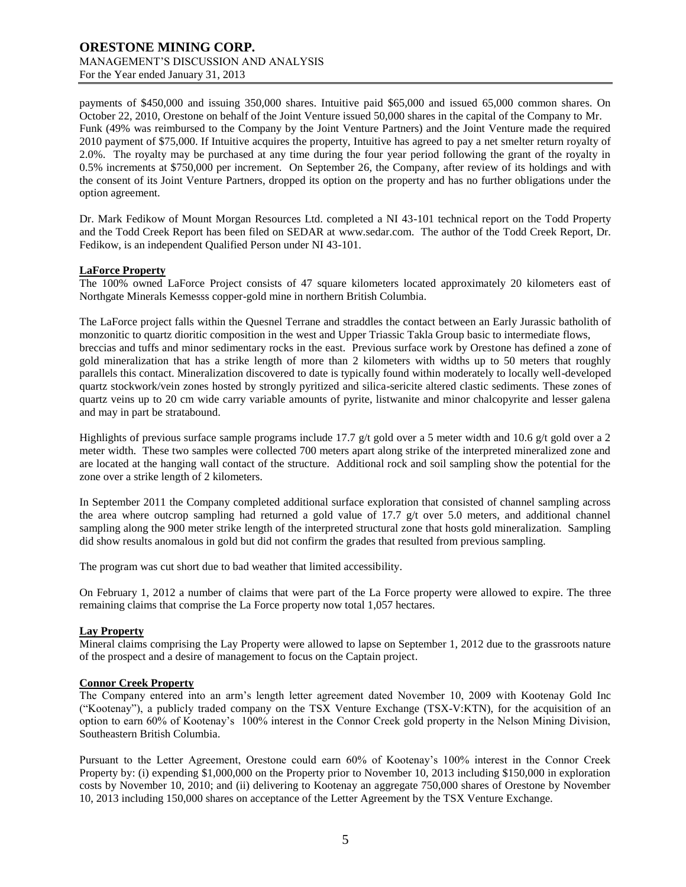payments of $450,000 and issuing 350,000 shares. Intuitive paid $65,000 and issued 65,000 common shares. On October 22, 2010, Orestone on behalf of the Joint Venture issued 50,000 shares in the capital of the Company to Mr. Funk (49% was reimbursed to the Company by the Joint Venture Partners) and the Joint Venture made the required 2010 payment of $75,000. If Intuitive acquires the property, Intuitive has agreed to pay a net smelter return royalty of 2.0%. The royalty may be purchased at any time during the four year period following the grant of the royalty in 0.5% increments at $750,000 per increment. On September 26, the Company, after review of its holdings and with the consent of its Joint Venture Partners, dropped its option on the property and has no further obligations under the option agreement.

Dr. Mark Fedikow of Mount Morgan Resources Ltd. completed a NI 43-101 technical report on the Todd Property and the Todd Creek Report has been filed on SEDAR at www.sedar.com. The author of the Todd Creek Report, Dr. Fedikow, is an independent Qualified Person under NI 43-101.

**LaForce Property**

The 100% owned LaForce Project consists of 47 square kilometers located approximately 20 kilometers east of Northgate Minerals Kemesss copper-gold mine in northern British Columbia.

The LaForce project falls within the Quesnel Terrane and straddles the contact between an Early Jurassic batholith of monzonitic to quartz dioritic composition in the west and Upper Triassic Takla Group basic to intermediate flows, breccias and tuffs and minor sedimentary rocks in the east. Previous surface work by Orestone has defined a zone of gold mineralization that has a strike length of more than 2 kilometers with widths up to 50 meters that roughly parallels this contact. Mineralization discovered to date is typically found within moderately to locally well-developed quartz stockwork/vein zones hosted by strongly pyritized and silica-sericite altered clastic sediments. These zones of quartz veins up to 20 cm wide carry variable amounts of pyrite, listwanite and minor chalcopyrite and lesser galena and may in part be stratabound.

Highlights of previous surface sample programs include 17.7 g/t gold over a 5 meter width and 10.6 g/t gold over a 2 meter width. These two samples were collected 700 meters apart along strike of the interpreted mineralized zone and are located at the hanging wall contact of the structure. Additional rock and soil sampling show the potential for the zone over a strike length of 2 kilometers.

In September 2011 the Company completed additional surface exploration that consisted of channel sampling across the area where outcrop sampling had returned a gold value of 17.7 g/t over 5.0 meters, and additional channel sampling along the 900 meter strike length of the interpreted structural zone that hosts gold mineralization. Sampling did show results anomalous in gold but did not confirm the grades that resulted from previous sampling.

The program was cut short due to bad weather that limited accessibility.

On February 1, 2012 a number of claims that were part of the La Force property were allowed to expire. The three remaining claims that comprise the La Force property now total 1,057 hectares.

**Lay Property**

Mineral claims comprising the Lay Property were allowed to lapse on September 1, 2012 due to the grassroots nature of the prospect and a desire of management to focus on the Captain project.

**Connor Creek Property**

The Company entered into an arm's length letter agreement dated November 10, 2009 with Kootenay Gold Inc ("Kootenay"), a publicly traded company on the TSX Venture Exchange (TSX-V:KTN), for the acquisition of an option to earn 60% of Kootenay's 100% interest in the Connor Creek gold property in the Nelson Mining Division, Southeastern British Columbia.

Pursuant to the Letter Agreement, Orestone could earn 60% of Kootenay's 100% interest in the Connor Creek Property by: (i) expending $1,000,000 on the Property prior to November 10, 2013 including $150,000 in exploration costs by November 10, 2010; and (ii) delivering to Kootenay an aggregate 750,000 shares of Orestone by November 10, 2013 including 150,000 shares on acceptance of the Letter Agreement by the TSX Venture Exchange.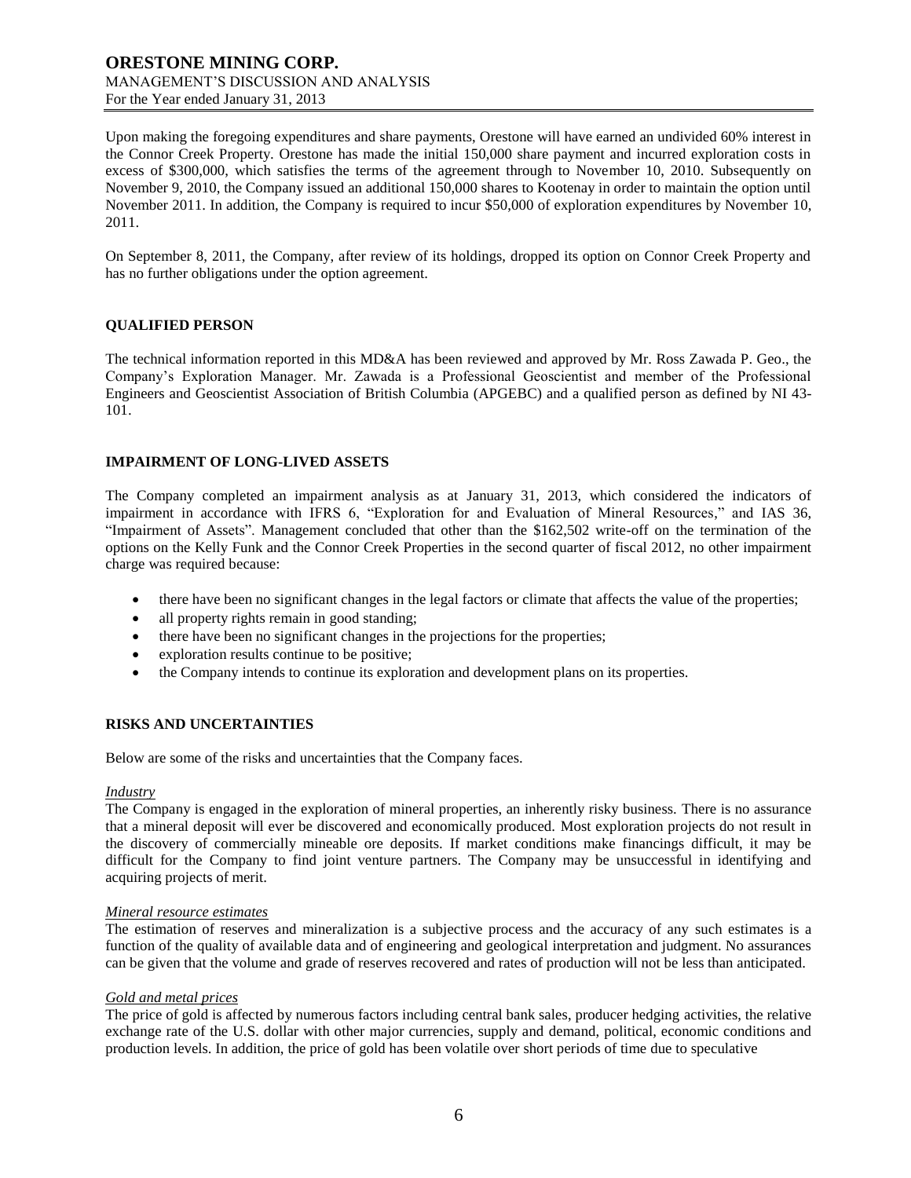Upon making the foregoing expenditures and share payments, Orestone will have earned an undivided 60% interest in the Connor Creek Property. Orestone has made the initial 150,000 share payment and incurred exploration costs in excess of $300,000, which satisfies the terms of the agreement through to November 10, 2010. Subsequently on November 9, 2010, the Company issued an additional 150,000 shares to Kootenay in order to maintain the option until November 2011. In addition, the Company is required to incur $50,000 of exploration expenditures by November 10, 2011.

On September 8, 2011, the Company, after review of its holdings, dropped its option on Connor Creek Property and has no further obligations under the option agreement.

## QUALIFIED PERSON

The technical information reported in this MD&A has been reviewed and approved by Mr. Ross Zawada P. Geo., the Company's Exploration Manager. Mr. Zawada is a Professional Geoscientist and member of the Professional Engineers and Geoscientist Association of British Columbia (APGEBC) and a qualified person as defined by NI 43-101.

## IMPAIRMENT OF LONG-LIVED ASSETS

The Company completed an impairment analysis as at January 31, 2013, which considered the indicators of impairment in accordance with IFRS 6, "Exploration for and Evaluation of Mineral Resources," and IAS 36, "Impairment of Assets". Management concluded that other than the $162,502 write-off on the termination of the options on the Kelly Funk and the Connor Creek Properties in the second quarter of fiscal 2012, no other impairment charge was required because:

- there have been no significant changes in the legal factors or climate that affects the value of the properties;
- all property rights remain in good standing;
- there have been no significant changes in the projections for the properties;
- exploration results continue to be positive;
- the Company intends to continue its exploration and development plans on its properties.

## RISKS AND UNCERTAINTIES

Below are some of the risks and uncertainties that the Company faces.

*Industry*
The Company is engaged in the exploration of mineral properties, an inherently risky business. There is no assurance that a mineral deposit will ever be discovered and economically produced. Most exploration projects do not result in the discovery of commercially mineable ore deposits. If market conditions make financings difficult, it may be difficult for the Company to find joint venture partners. The Company may be unsuccessful in identifying and acquiring projects of merit.

*Mineral resource estimates*
The estimation of reserves and mineralization is a subjective process and the accuracy of any such estimates is a function of the quality of available data and of engineering and geological interpretation and judgment. No assurances can be given that the volume and grade of reserves recovered and rates of production will not be less than anticipated.

*Gold and metal prices*
The price of gold is affected by numerous factors including central bank sales, producer hedging activities, the relative exchange rate of the U.S. dollar with other major currencies, supply and demand, political, economic conditions and production levels. In addition, the price of gold has been volatile over short periods of time due to speculative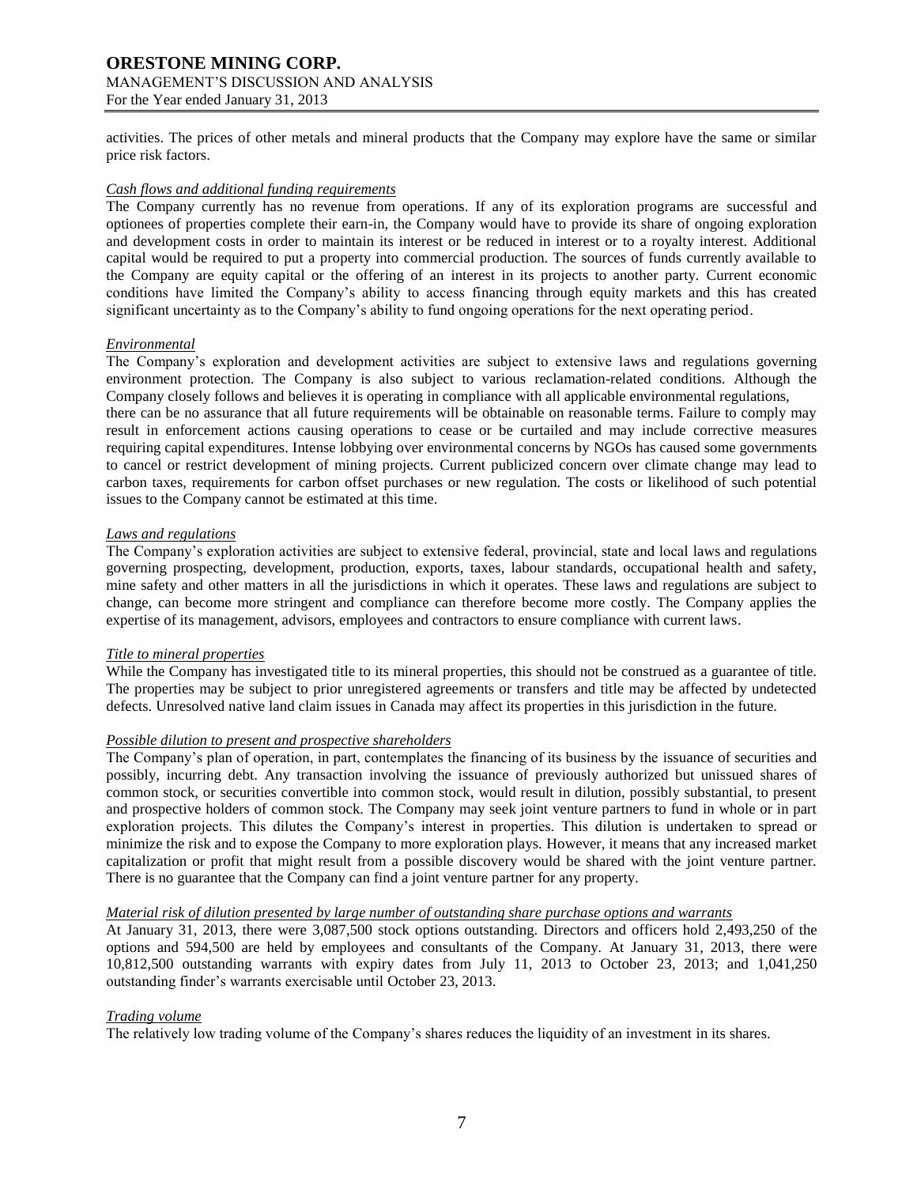activities. The prices of other metals and mineral products that the Company may explore have the same or similar price risk factors.

*Cash flows and additional funding requirements*

The Company currently has no revenue from operations. If any of its exploration programs are successful and optionees of properties complete their earn-in, the Company would have to provide its share of ongoing exploration and development costs in order to maintain its interest or be reduced in interest or to a royalty interest. Additional capital would be required to put a property into commercial production. The sources of funds currently available to the Company are equity capital or the offering of an interest in its projects to another party. Current economic conditions have limited the Company's ability to access financing through equity markets and this has created significant uncertainty as to the Company's ability to fund ongoing operations for the next operating period.

*Environmental*

The Company's exploration and development activities are subject to extensive laws and regulations governing environment protection. The Company is also subject to various reclamation-related conditions. Although the Company closely follows and believes it is operating in compliance with all applicable environmental regulations, there can be no assurance that all future requirements will be obtainable on reasonable terms. Failure to comply may result in enforcement actions causing operations to cease or be curtailed and may include corrective measures requiring capital expenditures. Intense lobbying over environmental concerns by NGOs has caused some governments to cancel or restrict development of mining projects. Current publicized concern over climate change may lead to carbon taxes, requirements for carbon offset purchases or new regulation. The costs or likelihood of such potential issues to the Company cannot be estimated at this time.

*Laws and regulations*

The Company's exploration activities are subject to extensive federal, provincial, state and local laws and regulations governing prospecting, development, production, exports, taxes, labour standards, occupational health and safety, mine safety and other matters in all the jurisdictions in which it operates. These laws and regulations are subject to change, can become more stringent and compliance can therefore become more costly. The Company applies the expertise of its management, advisors, employees and contractors to ensure compliance with current laws.

*Title to mineral properties*

While the Company has investigated title to its mineral properties, this should not be construed as a guarantee of title. The properties may be subject to prior unregistered agreements or transfers and title may be affected by undetected defects. Unresolved native land claim issues in Canada may affect its properties in this jurisdiction in the future.

*Possible dilution to present and prospective shareholders*

The Company's plan of operation, in part, contemplates the financing of its business by the issuance of securities and possibly, incurring debt. Any transaction involving the issuance of previously authorized but unissued shares of common stock, or securities convertible into common stock, would result in dilution, possibly substantial, to present and prospective holders of common stock. The Company may seek joint venture partners to fund in whole or in part exploration projects. This dilutes the Company's interest in properties. This dilution is undertaken to spread or minimize the risk and to expose the Company to more exploration plays. However, it means that any increased market capitalization or profit that might result from a possible discovery would be shared with the joint venture partner. There is no guarantee that the Company can find a joint venture partner for any property.

*Material risk of dilution presented by large number of outstanding share purchase options and warrants*

At January 31, 2013, there were 3,087,500 stock options outstanding. Directors and officers hold 2,493,250 of the options and 594,500 are held by employees and consultants of the Company. At January 31, 2013, there were 10,812,500 outstanding warrants with expiry dates from July 11, 2013 to October 23, 2013; and 1,041,250 outstanding finder's warrants exercisable until October 23, 2013.

*Trading volume*

The relatively low trading volume of the Company's shares reduces the liquidity of an investment in its shares.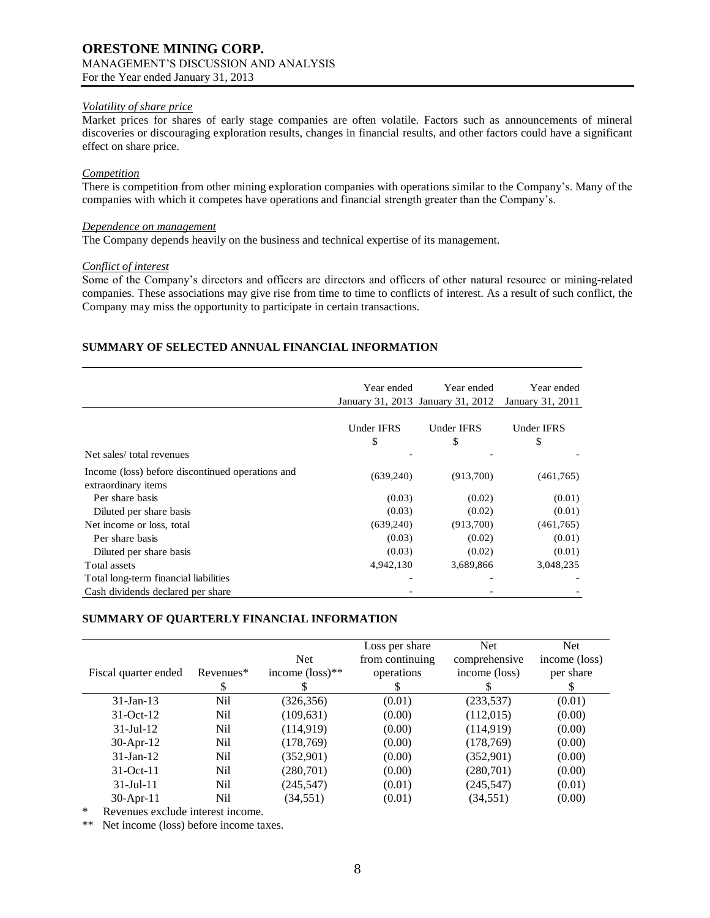*Volatility of share price*

Market prices for shares of early stage companies are often volatile. Factors such as announcements of mineral discoveries or discouraging exploration results, changes in financial results, and other factors could have a significant effect on share price.

*Competition*

There is competition from other mining exploration companies with operations similar to the Company's. Many of the companies with which it competes have operations and financial strength greater than the Company's.

*Dependence on management*

The Company depends heavily on the business and technical expertise of its management.

*Conflict of interest*

Some of the Company's directors and officers are directors and officers of other natural resource or mining-related companies. These associations may give rise from time to time to conflicts of interest. As a result of such conflict, the Company may miss the opportunity to participate in certain transactions.

## SUMMARY OF SELECTED ANNUAL FINANCIAL INFORMATION

| | Year ended January 31, 2013 | Year ended January 31, 2012 | Year ended January 31, 2011 |
|---|---|---|---|
| | Under IFRS<br>$ | Under IFRS<br>$ | Under IFRS<br>$ |
| Net sales/ total revenues | - | - | - |
| Income (loss) before discontinued operations and extraordinary items | (639,240) | (913,700) | (461,765) |
| Per share basis | (0.03) | (0.02) | (0.01) |
| Diluted per share basis | (0.03) | (0.02) | (0.01) |
| Net income or loss, total | (639,240) | (913,700) | (461,765) |
| Per share basis | (0.03) | (0.02) | (0.01) |
| Diluted per share basis | (0.03) | (0.02) | (0.01) |
| Total assets | 4,942,130 | 3,689,866 | 3,048,235 |
| Total long-term financial liabilities | - | - | - |
| Cash dividends declared per share | - | - | - |

## SUMMARY OF QUARTERLY FINANCIAL INFORMATION

| Fiscal quarter ended | Revenues*<br>$ | Net income (loss)**<br>$ | Loss per share from continuing operations<br>$ | Net comprehensive income (loss)<br>$ | Net income (loss) per share<br>$ |
|---|---|---|---|---|---|
| 31-Jan-13 | Nil | (326,356) | (0.01) | (233,537) | (0.01) |
| 31-Oct-12 | Nil | (109,631) | (0.00) | (112,015) | (0.00) |
| 31-Jul-12 | Nil | (114,919) | (0.00) | (114,919) | (0.00) |
| 30-Apr-12 | Nil | (178,769) | (0.00) | (178,769) | (0.00) |
| 31-Jan-12 | Nil | (352,901) | (0.00) | (352,901) | (0.00) |
| 31-Oct-11 | Nil | (280,701) | (0.00) | (280,701) | (0.00) |
| 31-Jul-11 | Nil | (245,547) | (0.01) | (245,547) | (0.01) |
| 30-Apr-11 | Nil | (34,551) | (0.01) | (34,551) | (0.00) |

\* Revenues exclude interest income.

\*\* Net income (loss) before income taxes.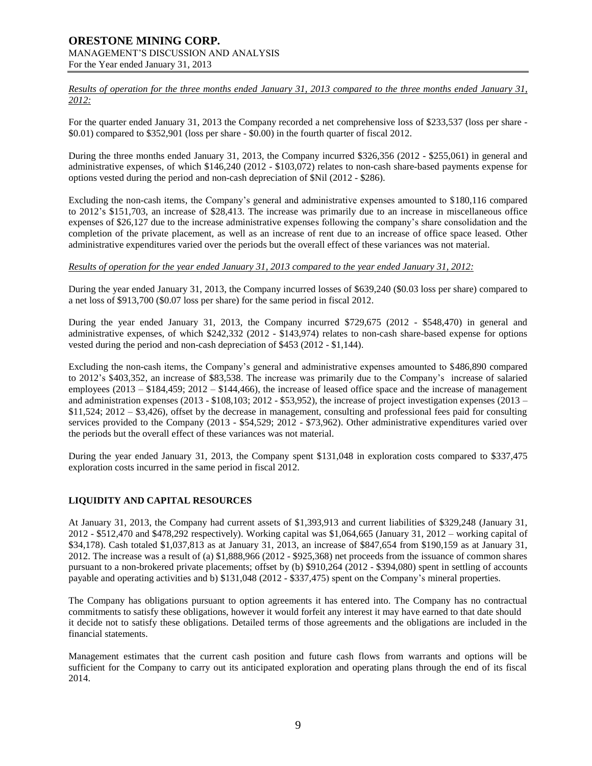*Results of operation for the three months ended January 31, 2013 compared to the three months ended January 31, 2012:*

For the quarter ended January 31, 2013 the Company recorded a net comprehensive loss of $233,537 (loss per share - $0.01) compared to $352,901 (loss per share - $0.00) in the fourth quarter of fiscal 2012.

During the three months ended January 31, 2013, the Company incurred $326,356 (2012 - $255,061) in general and administrative expenses, of which $146,240 (2012 - $103,072) relates to non-cash share-based payments expense for options vested during the period and non-cash depreciation of $Nil (2012 - $286).

Excluding the non-cash items, the Company's general and administrative expenses amounted to $180,116 compared to 2012's $151,703, an increase of $28,413. The increase was primarily due to an increase in miscellaneous office expenses of $26,127 due to the increase administrative expenses following the company's share consolidation and the completion of the private placement, as well as an increase of rent due to an increase of office space leased. Other administrative expenditures varied over the periods but the overall effect of these variances was not material.

*Results of operation for the year ended January 31, 2013 compared to the year ended January 31, 2012:*

During the year ended January 31, 2013, the Company incurred losses of $639,240 ($0.03 loss per share) compared to a net loss of $913,700 ($0.07 loss per share) for the same period in fiscal 2012.

During the year ended January 31, 2013, the Company incurred $729,675 (2012 - $548,470) in general and administrative expenses, of which $242,332 (2012 - $143,974) relates to non-cash share-based expense for options vested during the period and non-cash depreciation of $453 (2012 - $1,144).

Excluding the non-cash items, the Company's general and administrative expenses amounted to $486,890 compared to 2012's $403,352, an increase of $83,538. The increase was primarily due to the Company's increase of salaried employees (2013 – $184,459; 2012 – $144,466), the increase of leased office space and the increase of management and administration expenses (2013 - $108,103; 2012 - $53,952), the increase of project investigation expenses (2013 – $11,524; 2012 – $3,426), offset by the decrease in management, consulting and professional fees paid for consulting services provided to the Company (2013 - $54,529; 2012 - $73,962). Other administrative expenditures varied over the periods but the overall effect of these variances was not material.

During the year ended January 31, 2013, the Company spent $131,048 in exploration costs compared to $337,475 exploration costs incurred in the same period in fiscal 2012.

## LIQUIDITY AND CAPITAL RESOURCES

At January 31, 2013, the Company had current assets of $1,393,913 and current liabilities of $329,248 (January 31, 2012 - $512,470 and $478,292 respectively). Working capital was $1,064,665 (January 31, 2012 – working capital of $34,178). Cash totaled $1,037,813 as at January 31, 2013, an increase of $847,654 from $190,159 as at January 31, 2012. The increase was a result of (a) $1,888,966 (2012 - $925,368) net proceeds from the issuance of common shares pursuant to a non-brokered private placements; offset by (b) $910,264 (2012 - $394,080) spent in settling of accounts payable and operating activities and b) $131,048 (2012 - $337,475) spent on the Company's mineral properties.

The Company has obligations pursuant to option agreements it has entered into. The Company has no contractual commitments to satisfy these obligations, however it would forfeit any interest it may have earned to that date should it decide not to satisfy these obligations. Detailed terms of those agreements and the obligations are included in the financial statements.

Management estimates that the current cash position and future cash flows from warrants and options will be sufficient for the Company to carry out its anticipated exploration and operating plans through the end of its fiscal 2014.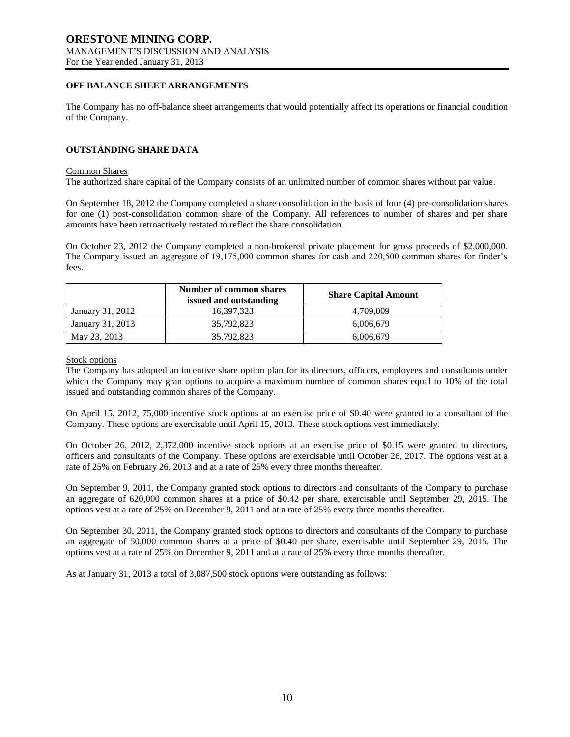## OFF BALANCE SHEET ARRANGEMENTS

The Company has no off-balance sheet arrangements that would potentially affect its operations or financial condition of the Company.

## OUTSTANDING SHARE DATA

Common Shares

The authorized share capital of the Company consists of an unlimited number of common shares without par value.

On September 18, 2012 the Company completed a share consolidation in the basis of four (4) pre-consolidation shares for one (1) post-consolidation common share of the Company. All references to number of shares and per share amounts have been retroactively restated to reflect the share consolidation.

On October 23, 2012 the Company completed a non-brokered private placement for gross proceeds of $2,000,000. The Company issued an aggregate of 19,175,000 common shares for cash and 220,500 common shares for finder's fees.

| | Number of common shares issued and outstanding | Share Capital Amount |
|---|---|---|
| January 31, 2012 | 16,397,323 | 4,709,009 |
| January 31, 2013 | 35,792,823 | 6,006,679 |
| May 23, 2013 | 35,792,823 | 6,006,679 |

Stock options

The Company has adopted an incentive share option plan for its directors, officers, employees and consultants under which the Company may gran options to acquire a maximum number of common shares equal to 10% of the total issued and outstanding common shares of the Company.

On April 15, 2012, 75,000 incentive stock options at an exercise price of $0.40 were granted to a consultant of the Company. These options are exercisable until April 15, 2013. These stock options vest immediately.

On October 26, 2012, 2,372,000 incentive stock options at an exercise price of $0.15 were granted to directors, officers and consultants of the Company. These options are exercisable until October 26, 2017. The options vest at a rate of 25% on February 26, 2013 and at a rate of 25% every three months thereafter.

On September 9, 2011, the Company granted stock options to directors and consultants of the Company to purchase an aggregate of 620,000 common shares at a price of $0.42 per share, exercisable until September 29, 2015. The options vest at a rate of 25% on December 9, 2011 and at a rate of 25% every three months thereafter.

On September 30, 2011, the Company granted stock options to directors and consultants of the Company to purchase an aggregate of 50,000 common shares at a price of $0.40 per share, exercisable until September 29, 2015. The options vest at a rate of 25% on December 9, 2011 and at a rate of 25% every three months thereafter.

As at January 31, 2013 a total of 3,087,500 stock options were outstanding as follows: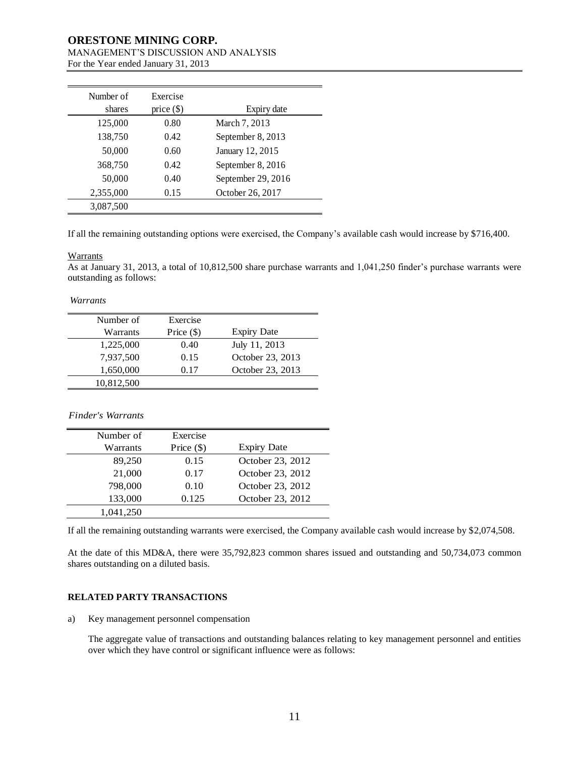| Number of shares | Exercise price ($) | Expiry date |
|---|---|---|
| 125,000 | 0.80 | March 7, 2013 |
| 138,750 | 0.42 | September 8, 2013 |
| 50,000 | 0.60 | January 12, 2015 |
| 368,750 | 0.42 | September 8, 2016 |
| 50,000 | 0.40 | September 29, 2016 |
| 2,355,000 | 0.15 | October 26, 2017 |
| 3,087,500 | | |

If all the remaining outstanding options were exercised, the Company's available cash would increase by $716,400.

Warrants

As at January 31, 2013, a total of 10,812,500 share purchase warrants and 1,041,250 finder's purchase warrants were outstanding as follows:

*Warrants*

| Number of Warrants | Exercise Price ($) | Expiry Date |
|---|---|---|
| 1,225,000 | 0.40 | July 11, 2013 |
| 7,937,500 | 0.15 | October 23, 2013 |
| 1,650,000 | 0.17 | October 23, 2013 |
| 10,812,500 | | |

*Finder's Warrants*

| Number of Warrants | Exercise Price ($) | Expiry Date |
|---|---|---|
| 89,250 | 0.15 | October 23, 2012 |
| 21,000 | 0.17 | October 23, 2012 |
| 798,000 | 0.10 | October 23, 2012 |
| 133,000 | 0.125 | October 23, 2012 |
| 1,041,250 | | |

If all the remaining outstanding warrants were exercised, the Company available cash would increase by $2,074,508.

At the date of this MD&A, there were 35,792,823 common shares issued and outstanding and 50,734,073 common shares outstanding on a diluted basis.

## RELATED PARTY TRANSACTIONS

a) Key management personnel compensation

The aggregate value of transactions and outstanding balances relating to key management personnel and entities over which they have control or significant influence were as follows: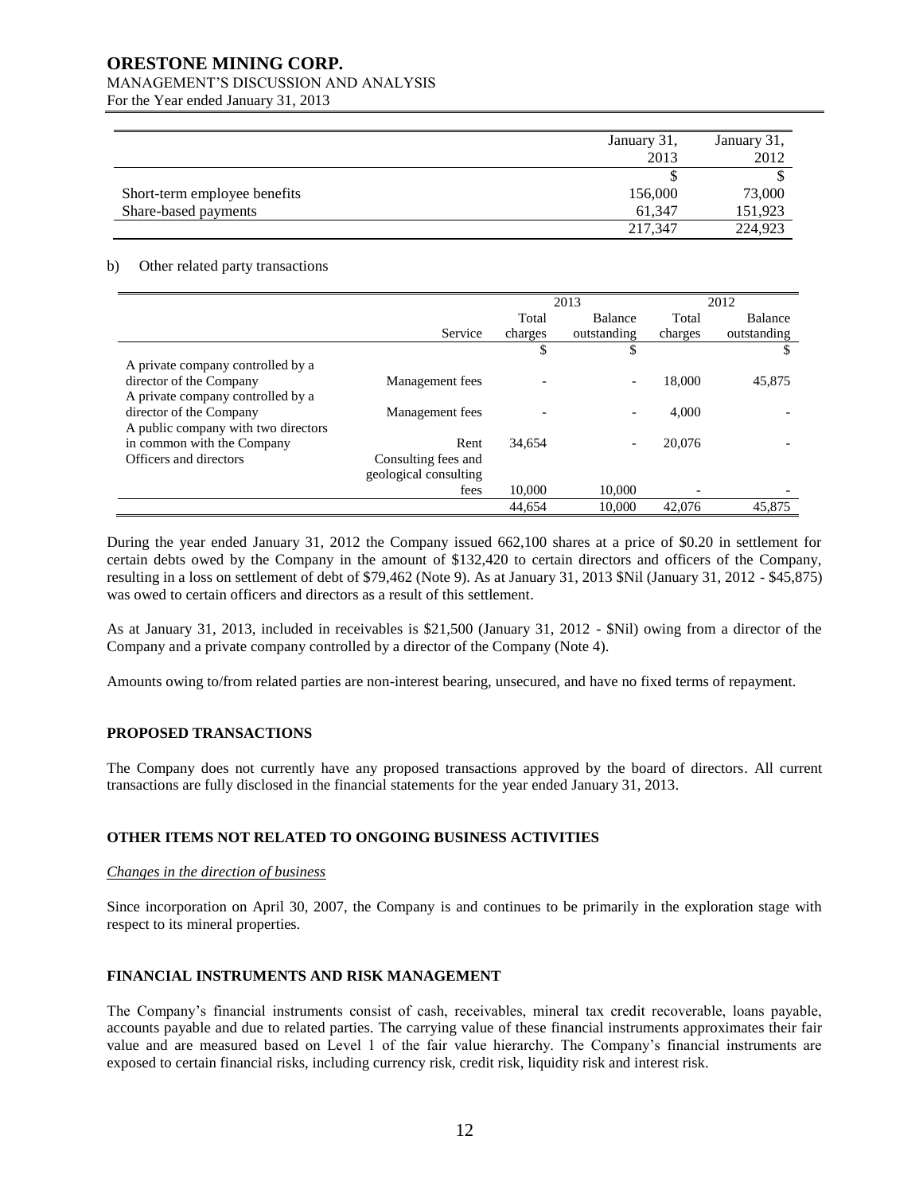|  | January 31, 2013 | January 31, 2012 |
|---|---|---|
|  | $ | $ |
| Short-term employee benefits | 156,000 | 73,000 |
| Share-based payments | 61,347 | 151,923 |
|  | 217,347 | 224,923 |

b) Other related party transactions

|  |  | 2013 |  | 2012 |  |
|---|---|---|---|---|---|
|  | Service | Total charges | Balance outstanding | Total charges | Balance outstanding |
|  |  | $ | $ |  | $ |
| A private company controlled by a director of the Company | Management fees | - | - | 18,000 | 45,875 |
| A private company controlled by a director of the Company | Management fees | - | - | 4,000 | - |
| A public company with two directors in common with the Company | Rent | 34,654 | - | 20,076 | - |
| Officers and directors | Consulting fees and geological consulting fees | 10,000 | 10,000 | - | - |
|  |  | 44,654 | 10,000 | 42,076 | 45,875 |

During the year ended January 31, 2012 the Company issued 662,100 shares at a price of $0.20 in settlement for certain debts owed by the Company in the amount of $132,420 to certain directors and officers of the Company, resulting in a loss on settlement of debt of $79,462 (Note 9). As at January 31, 2013 $Nil (January 31, 2012 - $45,875) was owed to certain officers and directors as a result of this settlement.

As at January 31, 2013, included in receivables is $21,500 (January 31, 2012 - $Nil) owing from a director of the Company and a private company controlled by a director of the Company (Note 4).

Amounts owing to/from related parties are non-interest bearing, unsecured, and have no fixed terms of repayment.

## PROPOSED TRANSACTIONS

The Company does not currently have any proposed transactions approved by the board of directors. All current transactions are fully disclosed in the financial statements for the year ended January 31, 2013.

## OTHER ITEMS NOT RELATED TO ONGOING BUSINESS ACTIVITIES

*Changes in the direction of business*

Since incorporation on April 30, 2007, the Company is and continues to be primarily in the exploration stage with respect to its mineral properties.

## FINANCIAL INSTRUMENTS AND RISK MANAGEMENT

The Company's financial instruments consist of cash, receivables, mineral tax credit recoverable, loans payable, accounts payable and due to related parties. The carrying value of these financial instruments approximates their fair value and are measured based on Level 1 of the fair value hierarchy. The Company's financial instruments are exposed to certain financial risks, including currency risk, credit risk, liquidity risk and interest risk.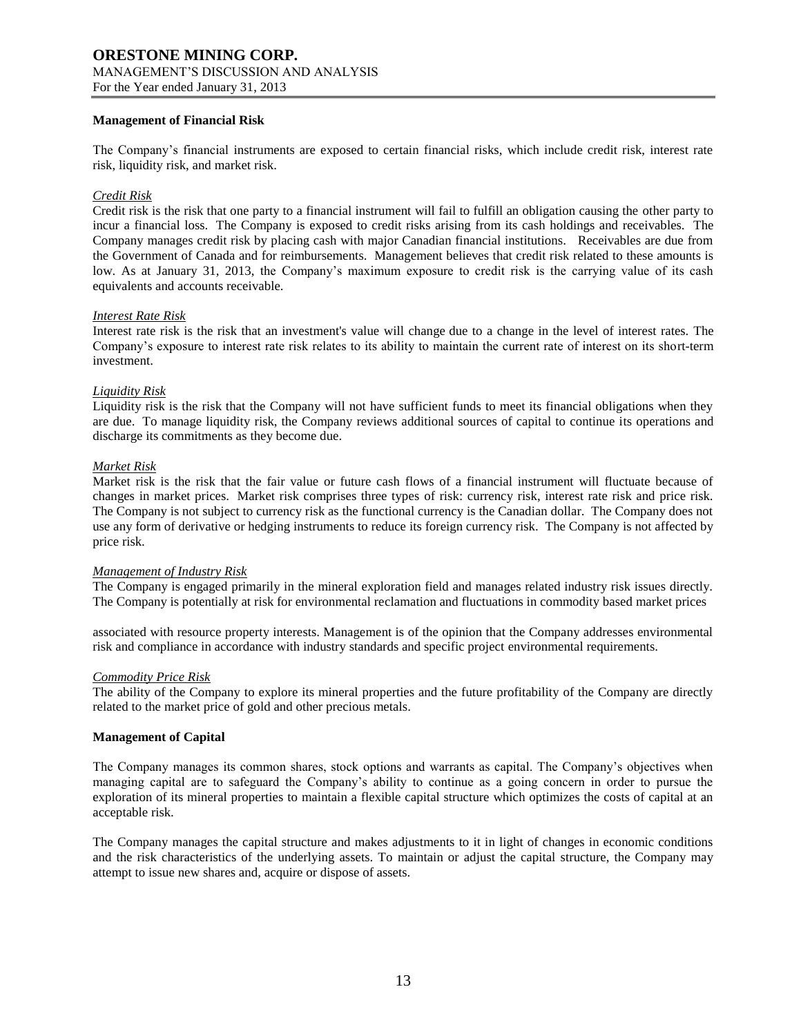**Management of Financial Risk**

The Company's financial instruments are exposed to certain financial risks, which include credit risk, interest rate risk, liquidity risk, and market risk.

*Credit Risk*

Credit risk is the risk that one party to a financial instrument will fail to fulfill an obligation causing the other party to incur a financial loss. The Company is exposed to credit risks arising from its cash holdings and receivables. The Company manages credit risk by placing cash with major Canadian financial institutions. Receivables are due from the Government of Canada and for reimbursements. Management believes that credit risk related to these amounts is low. As at January 31, 2013, the Company's maximum exposure to credit risk is the carrying value of its cash equivalents and accounts receivable.

*Interest Rate Risk*

Interest rate risk is the risk that an investment's value will change due to a change in the level of interest rates. The Company's exposure to interest rate risk relates to its ability to maintain the current rate of interest on its short-term investment.

*Liquidity Risk*

Liquidity risk is the risk that the Company will not have sufficient funds to meet its financial obligations when they are due. To manage liquidity risk, the Company reviews additional sources of capital to continue its operations and discharge its commitments as they become due.

*Market Risk*

Market risk is the risk that the fair value or future cash flows of a financial instrument will fluctuate because of changes in market prices. Market risk comprises three types of risk: currency risk, interest rate risk and price risk. The Company is not subject to currency risk as the functional currency is the Canadian dollar. The Company does not use any form of derivative or hedging instruments to reduce its foreign currency risk. The Company is not affected by price risk.

*Management of Industry Risk*

The Company is engaged primarily in the mineral exploration field and manages related industry risk issues directly. The Company is potentially at risk for environmental reclamation and fluctuations in commodity based market prices associated with resource property interests. Management is of the opinion that the Company addresses environmental risk and compliance in accordance with industry standards and specific project environmental requirements.

*Commodity Price Risk*

The ability of the Company to explore its mineral properties and the future profitability of the Company are directly related to the market price of gold and other precious metals.

**Management of Capital**

The Company manages its common shares, stock options and warrants as capital. The Company's objectives when managing capital are to safeguard the Company's ability to continue as a going concern in order to pursue the exploration of its mineral properties to maintain a flexible capital structure which optimizes the costs of capital at an acceptable risk.

The Company manages the capital structure and makes adjustments to it in light of changes in economic conditions and the risk characteristics of the underlying assets. To maintain or adjust the capital structure, the Company may attempt to issue new shares and, acquire or dispose of assets.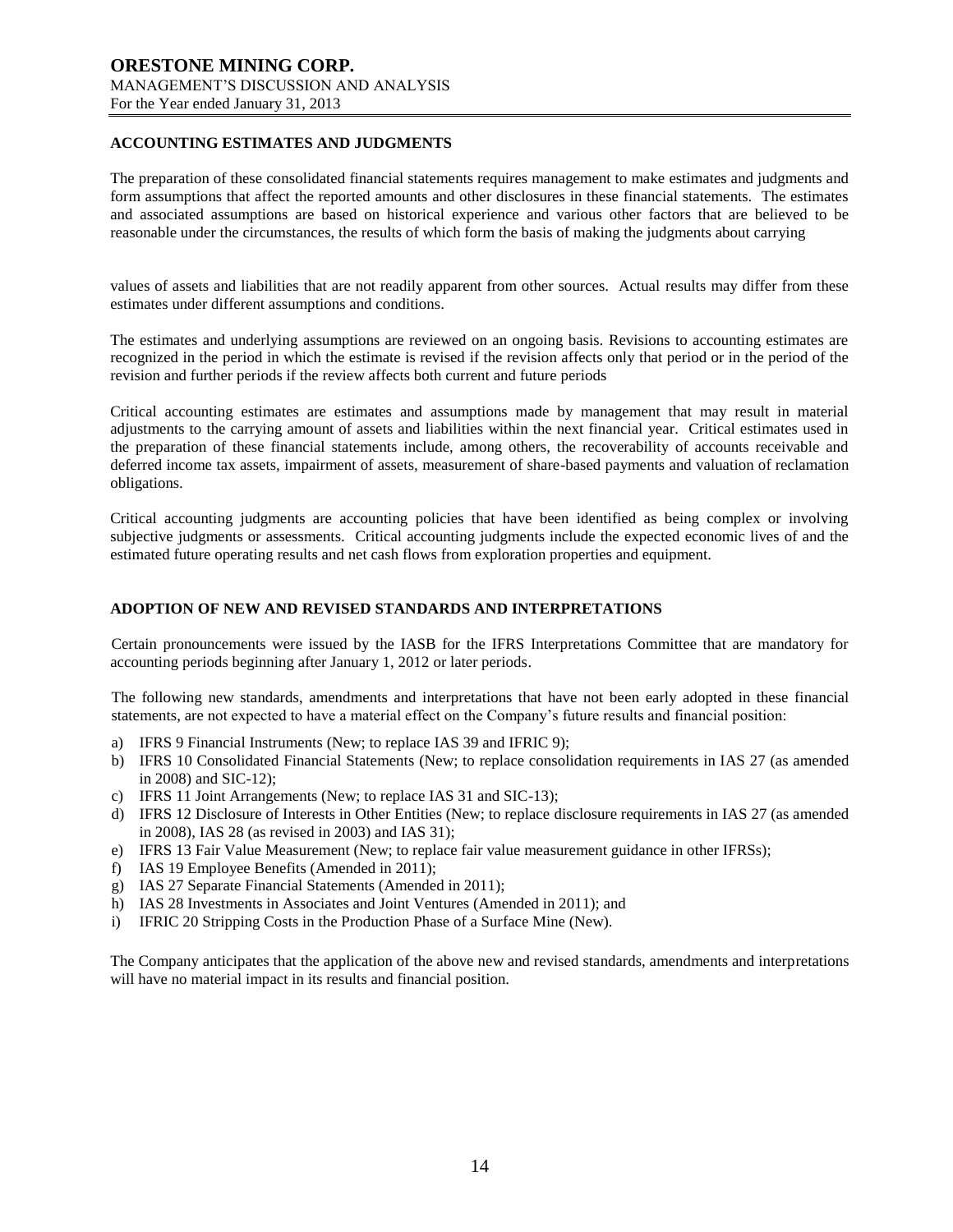## ACCOUNTING ESTIMATES AND JUDGMENTS

The preparation of these consolidated financial statements requires management to make estimates and judgments and form assumptions that affect the reported amounts and other disclosures in these financial statements. The estimates and associated assumptions are based on historical experience and various other factors that are believed to be reasonable under the circumstances, the results of which form the basis of making the judgments about carrying values of assets and liabilities that are not readily apparent from other sources. Actual results may differ from these estimates under different assumptions and conditions.

The estimates and underlying assumptions are reviewed on an ongoing basis. Revisions to accounting estimates are recognized in the period in which the estimate is revised if the revision affects only that period or in the period of the revision and further periods if the review affects both current and future periods

Critical accounting estimates are estimates and assumptions made by management that may result in material adjustments to the carrying amount of assets and liabilities within the next financial year. Critical estimates used in the preparation of these financial statements include, among others, the recoverability of accounts receivable and deferred income tax assets, impairment of assets, measurement of share-based payments and valuation of reclamation obligations.

Critical accounting judgments are accounting policies that have been identified as being complex or involving subjective judgments or assessments. Critical accounting judgments include the expected economic lives of and the estimated future operating results and net cash flows from exploration properties and equipment.

## ADOPTION OF NEW AND REVISED STANDARDS AND INTERPRETATIONS

Certain pronouncements were issued by the IASB for the IFRS Interpretations Committee that are mandatory for accounting periods beginning after January 1, 2012 or later periods.

The following new standards, amendments and interpretations that have not been early adopted in these financial statements, are not expected to have a material effect on the Company's future results and financial position:

a) IFRS 9 Financial Instruments (New; to replace IAS 39 and IFRIC 9);
b) IFRS 10 Consolidated Financial Statements (New; to replace consolidation requirements in IAS 27 (as amended in 2008) and SIC-12);
c) IFRS 11 Joint Arrangements (New; to replace IAS 31 and SIC-13);
d) IFRS 12 Disclosure of Interests in Other Entities (New; to replace disclosure requirements in IAS 27 (as amended in 2008), IAS 28 (as revised in 2003) and IAS 31);
e) IFRS 13 Fair Value Measurement (New; to replace fair value measurement guidance in other IFRSs);
f) IAS 19 Employee Benefits (Amended in 2011);
g) IAS 27 Separate Financial Statements (Amended in 2011);
h) IAS 28 Investments in Associates and Joint Ventures (Amended in 2011); and
i) IFRIC 20 Stripping Costs in the Production Phase of a Surface Mine (New).

The Company anticipates that the application of the above new and revised standards, amendments and interpretations will have no material impact in its results and financial position.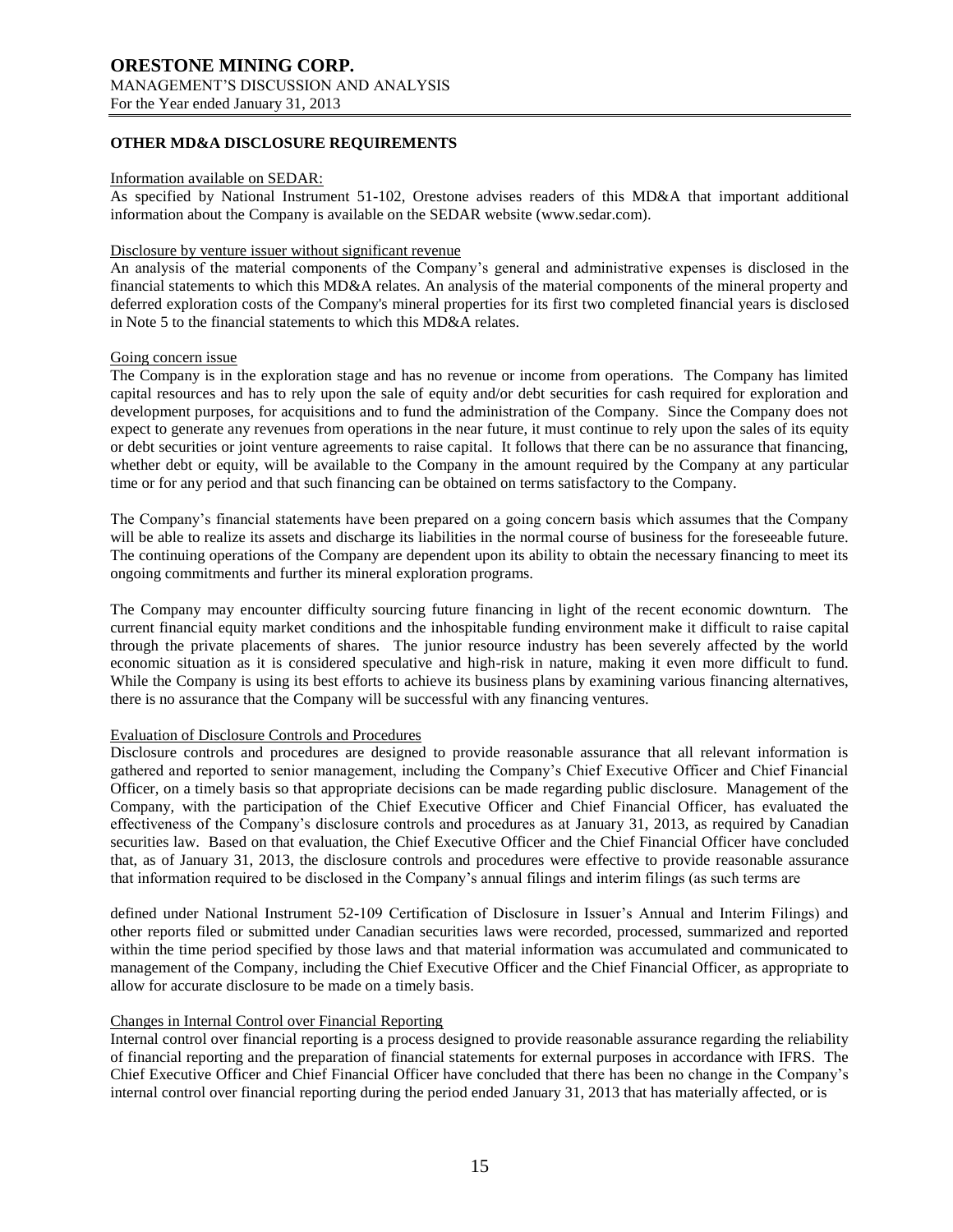## OTHER MD&A DISCLOSURE REQUIREMENTS

Information available on SEDAR:

As specified by National Instrument 51-102, Orestone advises readers of this MD&A that important additional information about the Company is available on the SEDAR website (www.sedar.com).

Disclosure by venture issuer without significant revenue

An analysis of the material components of the Company's general and administrative expenses is disclosed in the financial statements to which this MD&A relates. An analysis of the material components of the mineral property and deferred exploration costs of the Company's mineral properties for its first two completed financial years is disclosed in Note 5 to the financial statements to which this MD&A relates.

Going concern issue

The Company is in the exploration stage and has no revenue or income from operations. The Company has limited capital resources and has to rely upon the sale of equity and/or debt securities for cash required for exploration and development purposes, for acquisitions and to fund the administration of the Company. Since the Company does not expect to generate any revenues from operations in the near future, it must continue to rely upon the sales of its equity or debt securities or joint venture agreements to raise capital. It follows that there can be no assurance that financing, whether debt or equity, will be available to the Company in the amount required by the Company at any particular time or for any period and that such financing can be obtained on terms satisfactory to the Company.

The Company's financial statements have been prepared on a going concern basis which assumes that the Company will be able to realize its assets and discharge its liabilities in the normal course of business for the foreseeable future. The continuing operations of the Company are dependent upon its ability to obtain the necessary financing to meet its ongoing commitments and further its mineral exploration programs.

The Company may encounter difficulty sourcing future financing in light of the recent economic downturn. The current financial equity market conditions and the inhospitable funding environment make it difficult to raise capital through the private placements of shares. The junior resource industry has been severely affected by the world economic situation as it is considered speculative and high-risk in nature, making it even more difficult to fund. While the Company is using its best efforts to achieve its business plans by examining various financing alternatives, there is no assurance that the Company will be successful with any financing ventures.

Evaluation of Disclosure Controls and Procedures

Disclosure controls and procedures are designed to provide reasonable assurance that all relevant information is gathered and reported to senior management, including the Company's Chief Executive Officer and Chief Financial Officer, on a timely basis so that appropriate decisions can be made regarding public disclosure. Management of the Company, with the participation of the Chief Executive Officer and Chief Financial Officer, has evaluated the effectiveness of the Company's disclosure controls and procedures as at January 31, 2013, as required by Canadian securities law. Based on that evaluation, the Chief Executive Officer and the Chief Financial Officer have concluded that, as of January 31, 2013, the disclosure controls and procedures were effective to provide reasonable assurance that information required to be disclosed in the Company's annual filings and interim filings (as such terms are defined under National Instrument 52-109 Certification of Disclosure in Issuer's Annual and Interim Filings) and other reports filed or submitted under Canadian securities laws were recorded, processed, summarized and reported within the time period specified by those laws and that material information was accumulated and communicated to management of the Company, including the Chief Executive Officer and the Chief Financial Officer, as appropriate to allow for accurate disclosure to be made on a timely basis.

Changes in Internal Control over Financial Reporting

Internal control over financial reporting is a process designed to provide reasonable assurance regarding the reliability of financial reporting and the preparation of financial statements for external purposes in accordance with IFRS. The Chief Executive Officer and Chief Financial Officer have concluded that there has been no change in the Company's internal control over financial reporting during the period ended January 31, 2013 that has materially affected, or is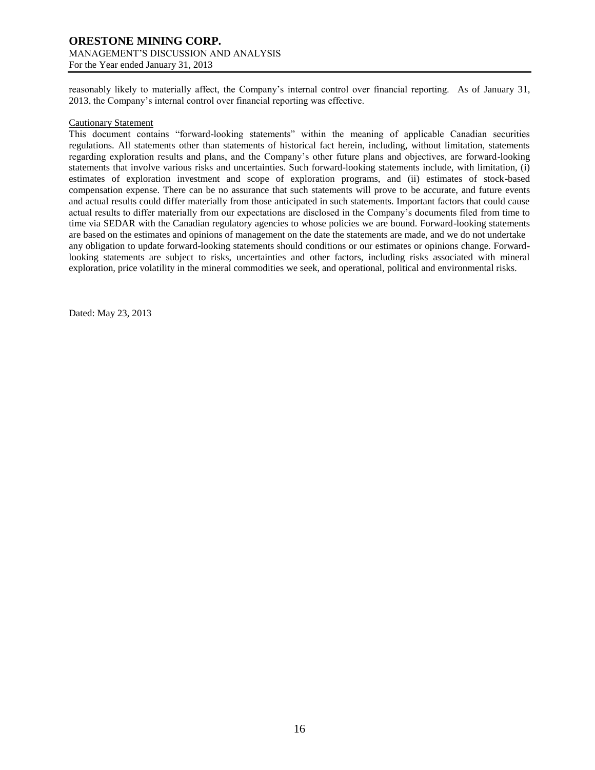reasonably likely to materially affect, the Company's internal control over financial reporting. As of January 31, 2013, the Company's internal control over financial reporting was effective.

Cautionary Statement

This document contains "forward-looking statements" within the meaning of applicable Canadian securities regulations. All statements other than statements of historical fact herein, including, without limitation, statements regarding exploration results and plans, and the Company's other future plans and objectives, are forward-looking statements that involve various risks and uncertainties. Such forward-looking statements include, with limitation, (i) estimates of exploration investment and scope of exploration programs, and (ii) estimates of stock-based compensation expense. There can be no assurance that such statements will prove to be accurate, and future events and actual results could differ materially from those anticipated in such statements. Important factors that could cause actual results to differ materially from our expectations are disclosed in the Company's documents filed from time to time via SEDAR with the Canadian regulatory agencies to whose policies we are bound. Forward-looking statements are based on the estimates and opinions of management on the date the statements are made, and we do not undertake any obligation to update forward-looking statements should conditions or our estimates or opinions change. Forward-looking statements are subject to risks, uncertainties and other factors, including risks associated with mineral exploration, price volatility in the mineral commodities we seek, and operational, political and environmental risks.

Dated: May 23, 2013